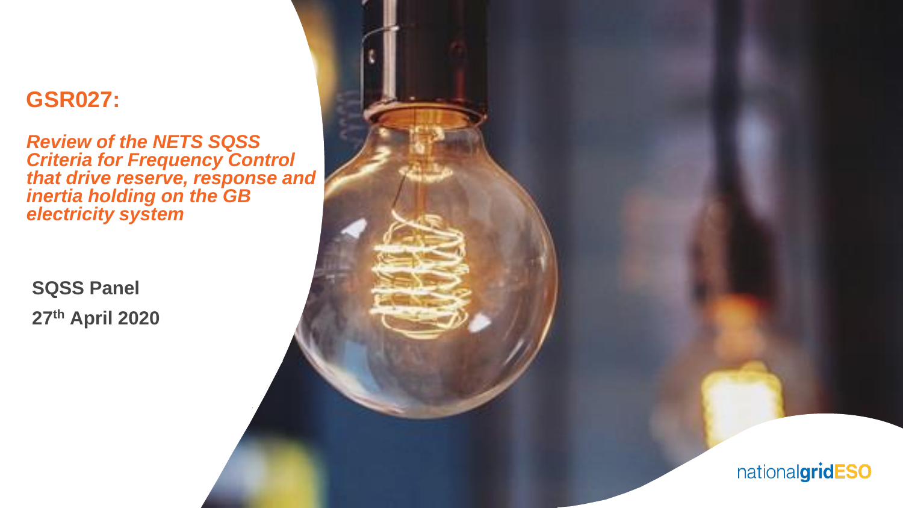# GSR027:

***Review of the NETS SQSS Criteria for Frequency Control that drive reserve, response and inertia holding on the GB electricity system***

**SQSS Panel**

**27th April 2020**

nationalgridESO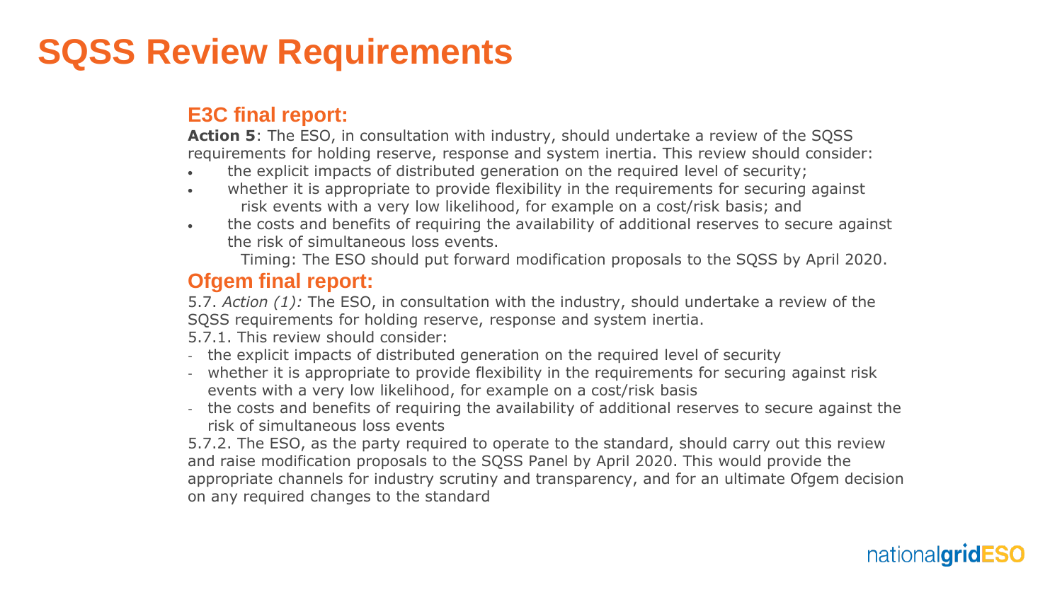# SQSS Review Requirements

## E3C final report:

**Action 5**: The ESO, in consultation with industry, should undertake a review of the SQSS requirements for holding reserve, response and system inertia. This review should consider:

- the explicit impacts of distributed generation on the required level of security;
- whether it is appropriate to provide flexibility in the requirements for securing against risk events with a very low likelihood, for example on a cost/risk basis; and
- the costs and benefits of requiring the availability of additional reserves to secure against the risk of simultaneous loss events.

Timing: The ESO should put forward modification proposals to the SQSS by April 2020.

## Ofgem final report:

5.7. *Action (1):* The ESO, in consultation with the industry, should undertake a review of the SQSS requirements for holding reserve, response and system inertia.

5.7.1. This review should consider:

- the explicit impacts of distributed generation on the required level of security
- whether it is appropriate to provide flexibility in the requirements for securing against risk events with a very low likelihood, for example on a cost/risk basis
- the costs and benefits of requiring the availability of additional reserves to secure against the risk of simultaneous loss events

5.7.2. The ESO, as the party required to operate to the standard, should carry out this review and raise modification proposals to the SQSS Panel by April 2020. This would provide the appropriate channels for industry scrutiny and transparency, and for an ultimate Ofgem decision on any required changes to the standard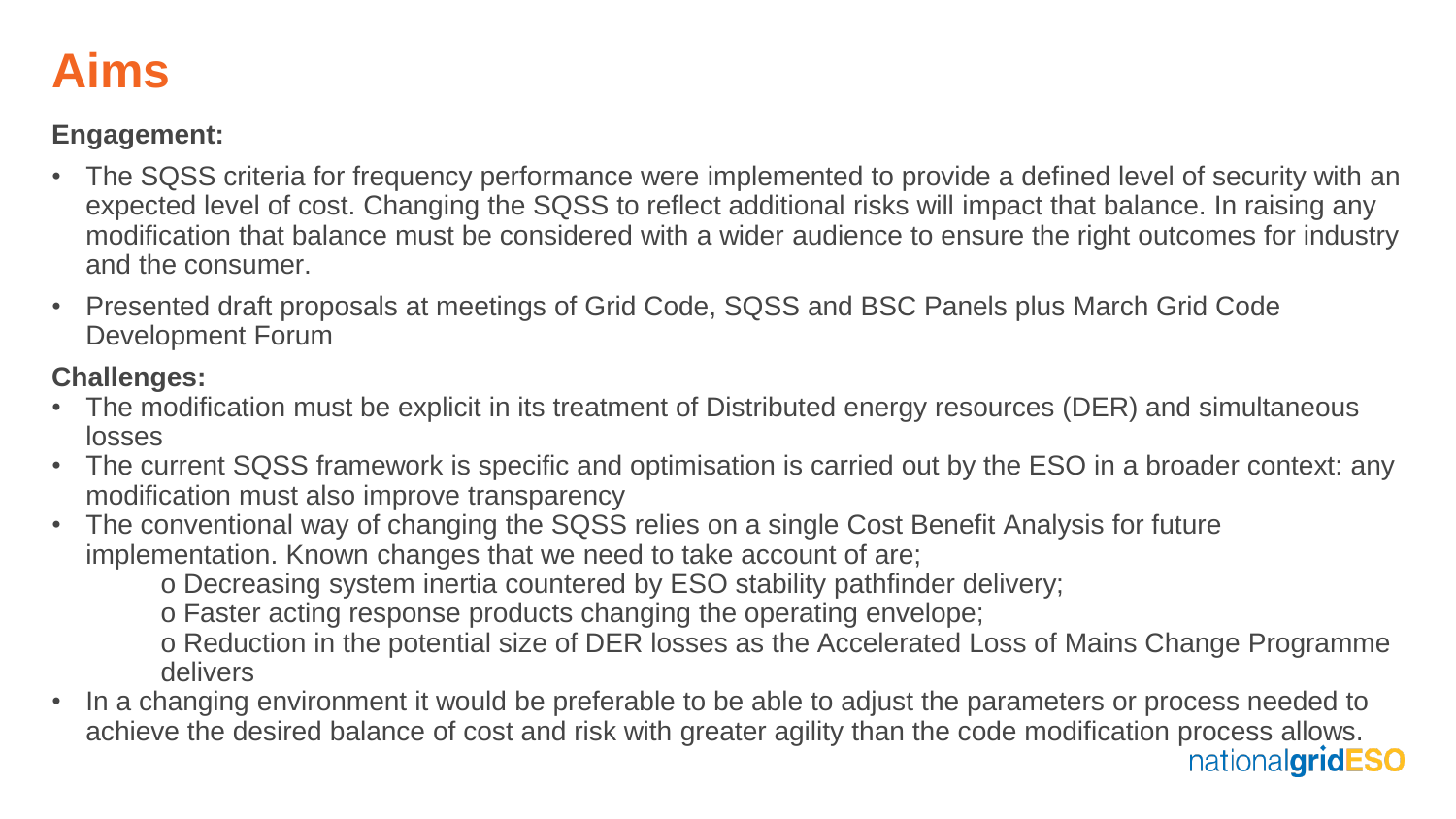# Aims

**Engagement:**

- The SQSS criteria for frequency performance were implemented to provide a defined level of security with an expected level of cost. Changing the SQSS to reflect additional risks will impact that balance. In raising any modification that balance must be considered with a wider audience to ensure the right outcomes for industry and the consumer.
- Presented draft proposals at meetings of Grid Code, SQSS and BSC Panels plus March Grid Code Development Forum

**Challenges:**

- The modification must be explicit in its treatment of Distributed energy resources (DER) and simultaneous losses
- The current SQSS framework is specific and optimisation is carried out by the ESO in a broader context: any modification must also improve transparency
- The conventional way of changing the SQSS relies on a single Cost Benefit Analysis for future implementation. Known changes that we need to take account of are;
  - Decreasing system inertia countered by ESO stability pathfinder delivery;
  - Faster acting response products changing the operating envelope;
  - Reduction in the potential size of DER losses as the Accelerated Loss of Mains Change Programme delivers
- In a changing environment it would be preferable to be able to adjust the parameters or process needed to achieve the desired balance of cost and risk with greater agility than the code modification process allows.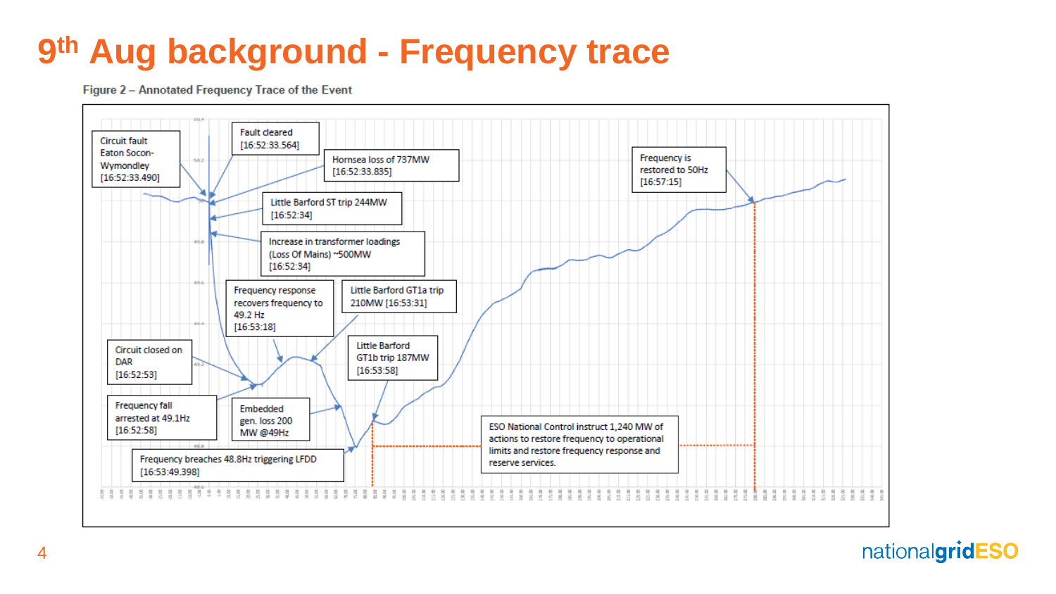# 9th Aug background - Frequency trace

Figure 2 – Annotated Frequency Trace of the Event

- Circuit fault Eaton Socon-Wymondley [16:52:33.490]
- Fault cleared [16:52:33.564]
- Hornsea loss of 737MW [16:52:33.835]
- Little Barford ST trip 244MW [16:52:34]
- Increase in transformer loadings (Loss Of Mains) ~500MW [16:52:34]
- Frequency response recovers frequency to 49.2 Hz [16:53:18]
- Little Barford GT1a trip 210MW [16:53:31]
- Circuit closed on DAR [16:52:53]
- Little Barford GT1b trip 187MW [16:53:58]
- Frequency fall arrested at 49.1Hz [16:52:58]
- Embedded gen. loss 200 MW @49Hz
- Frequency breaches 48.8Hz triggering LFDD [16:53:49.398]
- ESO National Control instruct 1,240 MW of actions to restore frequency to operational limits and restore frequency response and reserve services.
- Frequency is restored to 50Hz [16:57:15]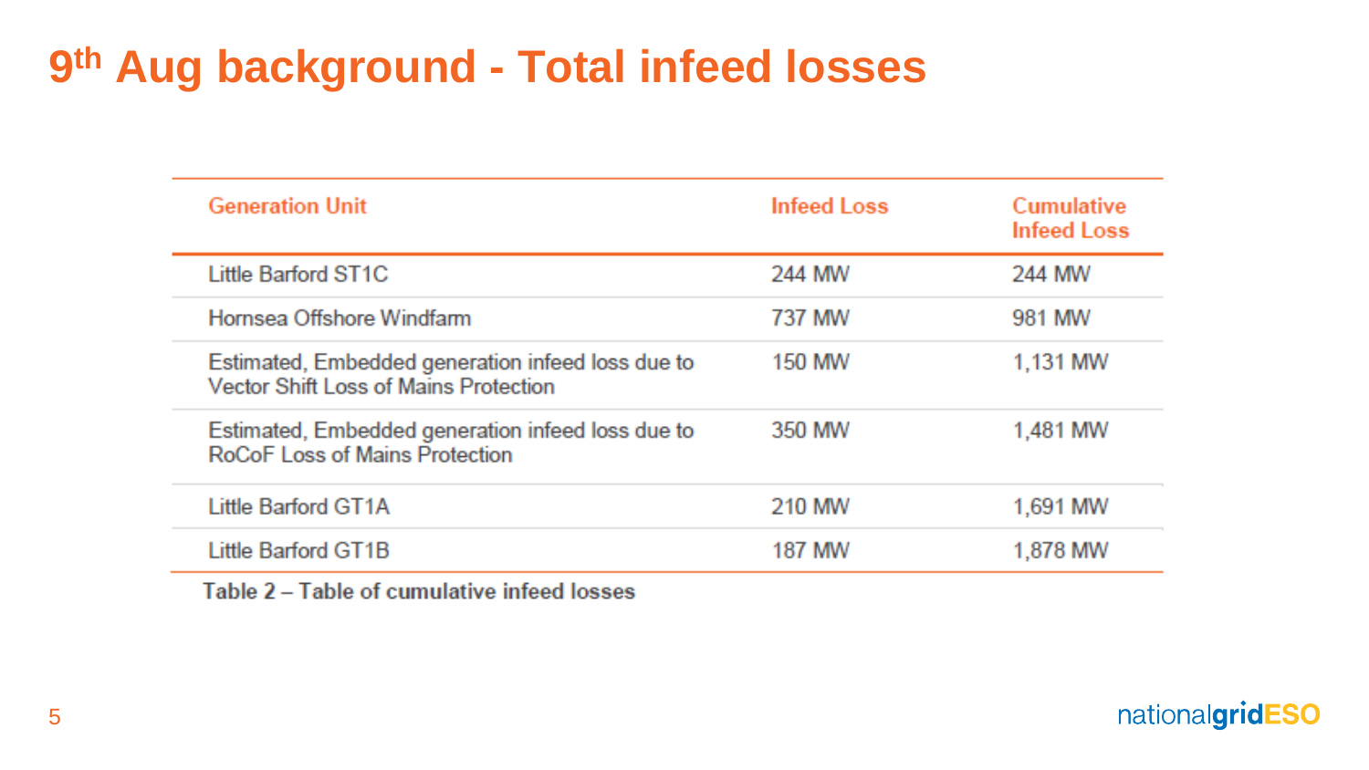# 9th Aug background - Total infeed losses

| Generation Unit | Infeed Loss | Cumulative Infeed Loss |
| --- | --- | --- |
| Little Barford ST1C | 244 MW | 244 MW |
| Hornsea Offshore Windfarm | 737 MW | 981 MW |
| Estimated, Embedded generation infeed loss due to Vector Shift Loss of Mains Protection | 150 MW | 1,131 MW |
| Estimated, Embedded generation infeed loss due to RoCoF Loss of Mains Protection | 350 MW | 1,481 MW |
| Little Barford GT1A | 210 MW | 1,691 MW |
| Little Barford GT1B | 187 MW | 1,878 MW |

**Table 2 – Table of cumulative infeed losses**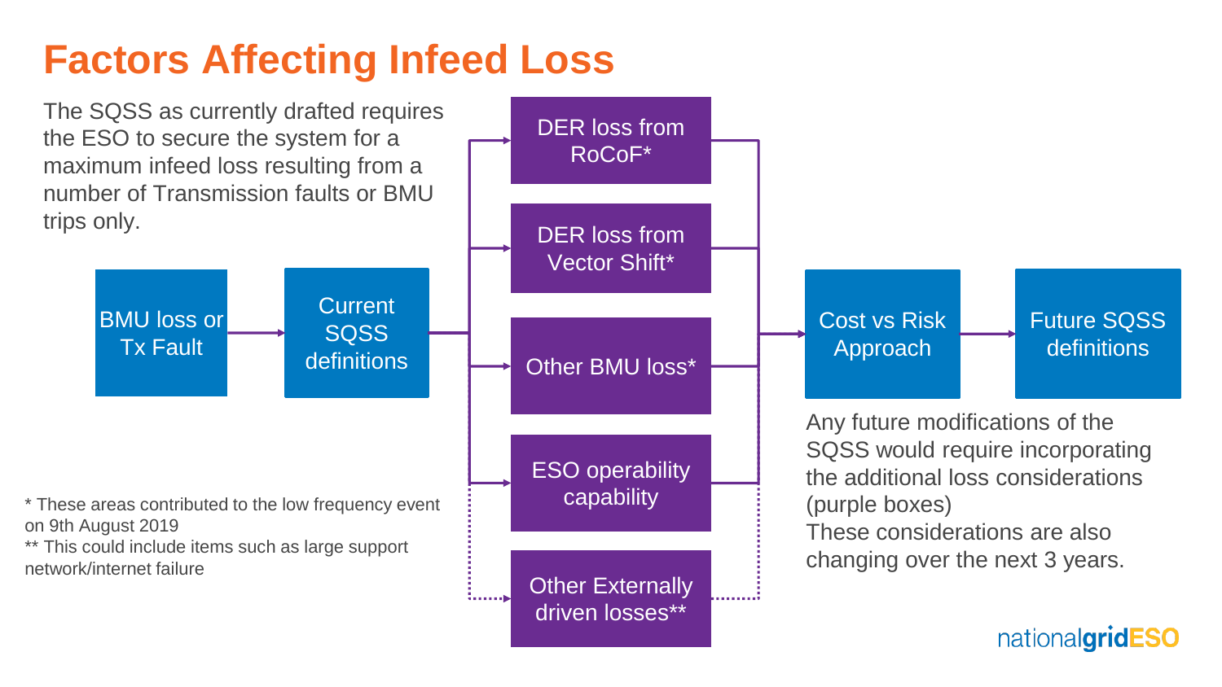# Factors Affecting Infeed Loss

The SQSS as currently drafted requires the ESO to secure the system for a maximum infeed loss resulting from a number of Transmission faults or BMU trips only.

BMU loss or Tx Fault → Current SQSS definitions → 

- DER loss from RoCoF*
- DER loss from Vector Shift*
- Other BMU loss*
- ESO operability capability
- Other Externally driven losses**

→ Cost vs Risk Approach → Future SQSS definitions

Any future modifications of the SQSS would require incorporating the additional loss considerations (purple boxes)

These considerations are also changing over the next 3 years.

\* These areas contributed to the low frequency event on 9th August 2019

\*\* This could include items such as large support network/internet failure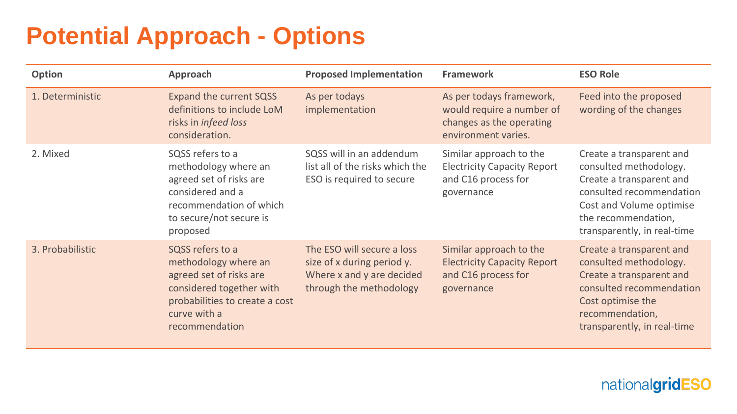# Potential Approach - Options

| Option | Approach | Proposed Implementation | Framework | ESO Role |
|---|---|---|---|---|
| 1. Deterministic | Expand the current SQSS definitions to include LoM risks in *infeed loss* consideration. | As per todays implementation | As per todays framework, would require a number of changes as the operating environment varies. | Feed into the proposed wording of the changes |
| 2. Mixed | SQSS refers to a methodology where an agreed set of risks are considered and a recommendation of which to secure/not secure is proposed | SQSS will in an addendum list all of the risks which the ESO is required to secure | Similar approach to the Electricity Capacity Report and C16 process for governance | Create a transparent and consulted methodology. Create a transparent and consulted recommendation Cost and Volume optimise the recommendation, transparently, in real-time |
| 3. Probabilistic | SQSS refers to a methodology where an agreed set of risks are considered together with probabilities to create a cost curve with a recommendation | The ESO will secure a loss size of x during period y. Where x and y are decided through the methodology | Similar approach to the Electricity Capacity Report and C16 process for governance | Create a transparent and consulted methodology. Create a transparent and consulted recommendation Cost optimise the recommendation, transparently, in real-time |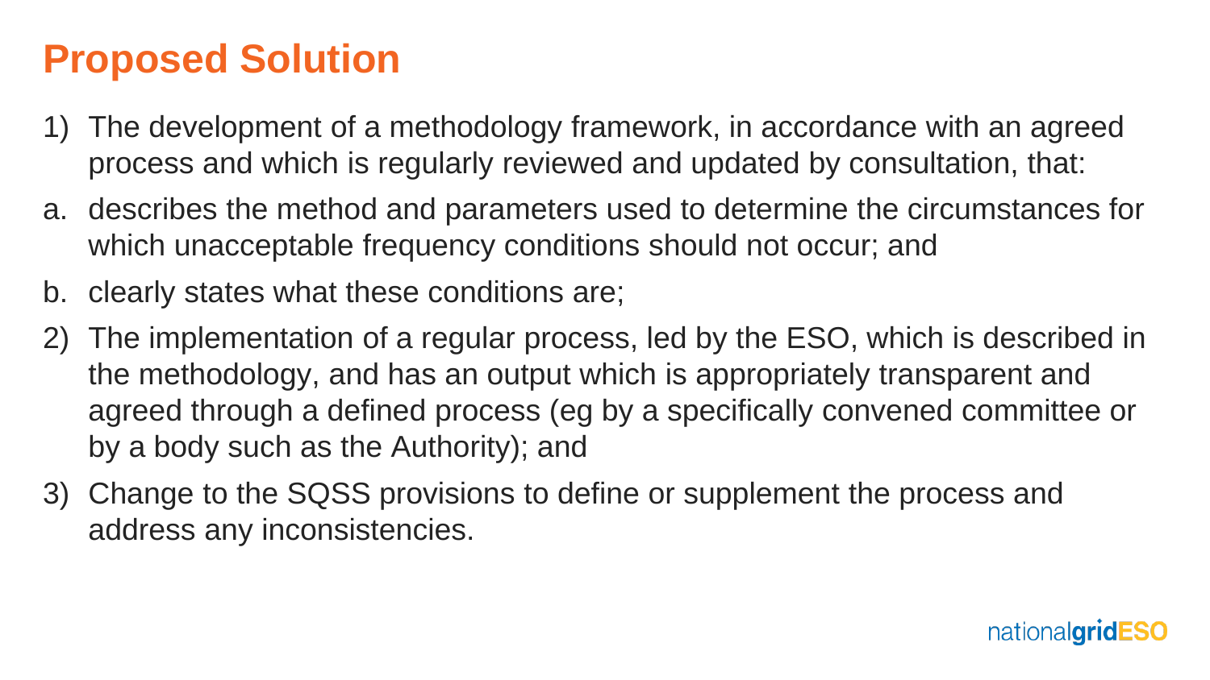# Proposed Solution

1) The development of a methodology framework, in accordance with an agreed process and which is regularly reviewed and updated by consultation, that:

a. describes the method and parameters used to determine the circumstances for which unacceptable frequency conditions should not occur; and

b. clearly states what these conditions are;

2) The implementation of a regular process, led by the ESO, which is described in the methodology, and has an output which is appropriately transparent and agreed through a defined process (eg by a specifically convened committee or by a body such as the Authority); and

3) Change to the SQSS provisions to define or supplement the process and address any inconsistencies.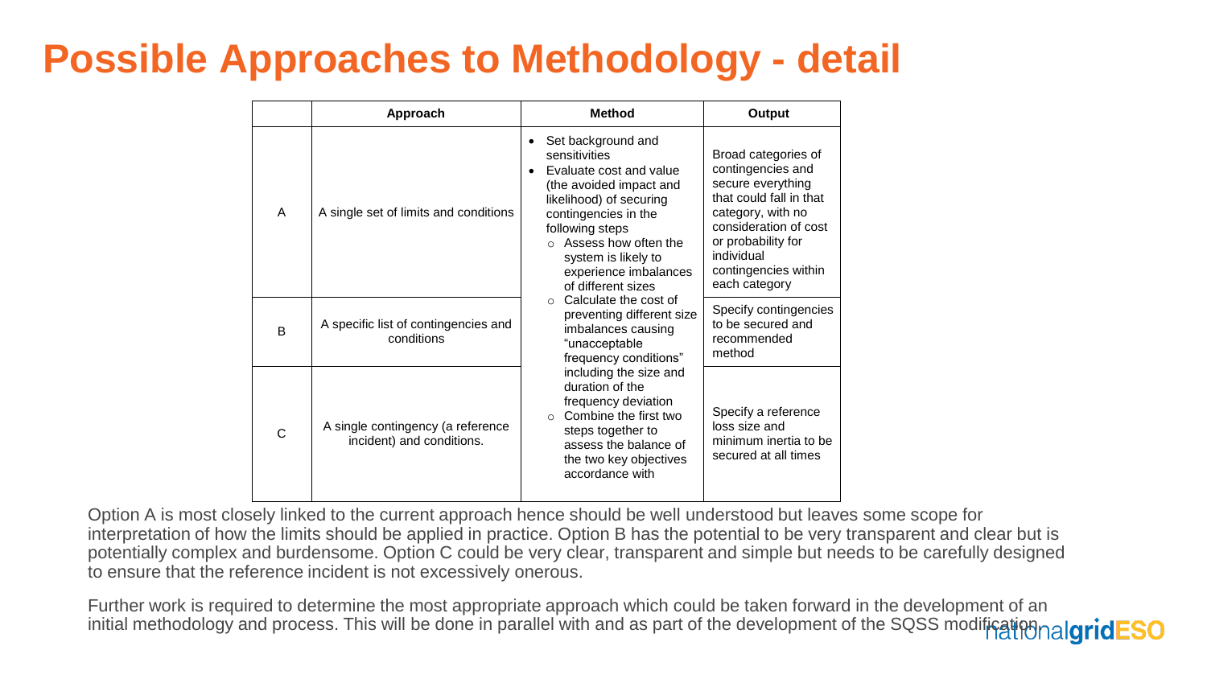# Possible Approaches to Methodology - detail

| | Approach | Method | Output |
|---|---|---|---|
| A | A single set of limits and conditions | • Set background and sensitivities<br>• Evaluate cost and value (the avoided impact and likelihood) of securing contingencies in the following steps<br>○ Assess how often the system is likely to experience imbalances of different sizes<br>○ Calculate the cost of preventing different size imbalances causing "unacceptable frequency conditions" including the size and duration of the frequency deviation<br>○ Combine the first two steps together to assess the balance of the two key objectives accordance with | Broad categories of contingencies and secure everything that could fall in that category, with no consideration of cost or probability for individual contingencies within each category |
| B | A specific list of contingencies and conditions | | Specify contingencies to be secured and recommended method |
| C | A single contingency (a reference incident) and conditions. | | Specify a reference loss size and minimum inertia to be secured at all times |

Option A is most closely linked to the current approach hence should be well understood but leaves some scope for interpretation of how the limits should be applied in practice. Option B has the potential to be very transparent and clear but is potentially complex and burdensome. Option C could be very clear, transparent and simple but needs to be carefully designed to ensure that the reference incident is not excessively onerous.

Further work is required to determine the most appropriate approach which could be taken forward in the development of an initial methodology and process. This will be done in parallel with and as part of the development of the SQSS modification.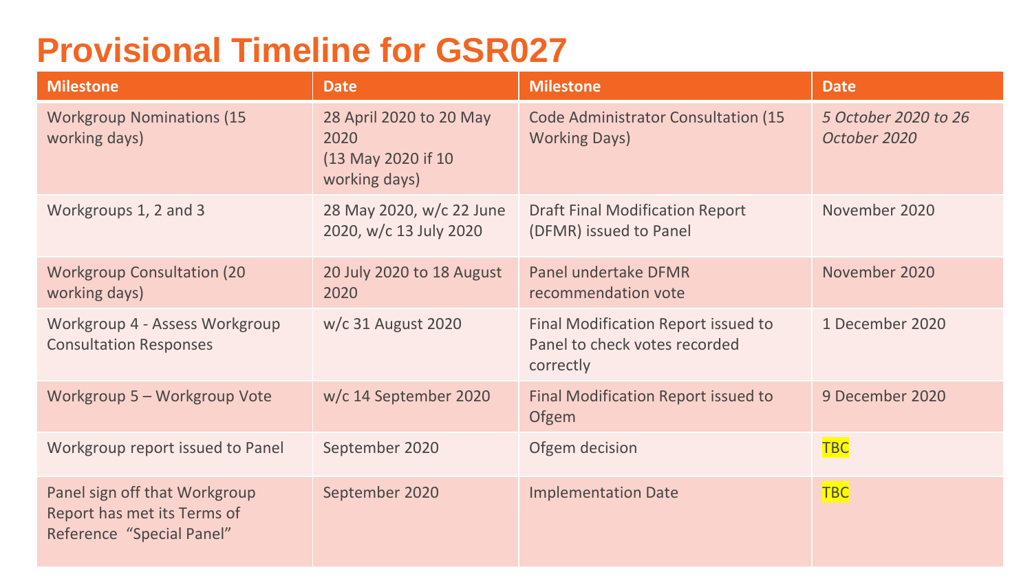# Provisional Timeline for GSR027

| Milestone | Date | Milestone | Date |
|---|---|---|---|
| Workgroup Nominations (15 working days) | 28 April 2020 to 20 May 2020 (13 May 2020 if 10 working days) | Code Administrator Consultation (15 Working Days) | *5 October 2020 to 26 October 2020* |
| Workgroups 1, 2 and 3 | 28 May 2020, w/c 22 June 2020, w/c 13 July 2020 | Draft Final Modification Report (DFMR) issued to Panel | November 2020 |
| Workgroup Consultation (20 working days) | 20 July 2020 to 18 August 2020 | Panel undertake DFMR recommendation vote | November 2020 |
| Workgroup 4 - Assess Workgroup Consultation Responses | w/c 31 August 2020 | Final Modification Report issued to Panel to check votes recorded correctly | 1 December 2020 |
| Workgroup 5 – Workgroup Vote | w/c 14 September 2020 | Final Modification Report issued to Ofgem | 9 December 2020 |
| Workgroup report issued to Panel | September 2020 | Ofgem decision | TBC |
| Panel sign off that Workgroup Report has met its Terms of Reference "Special Panel" | September 2020 | Implementation Date | TBC |